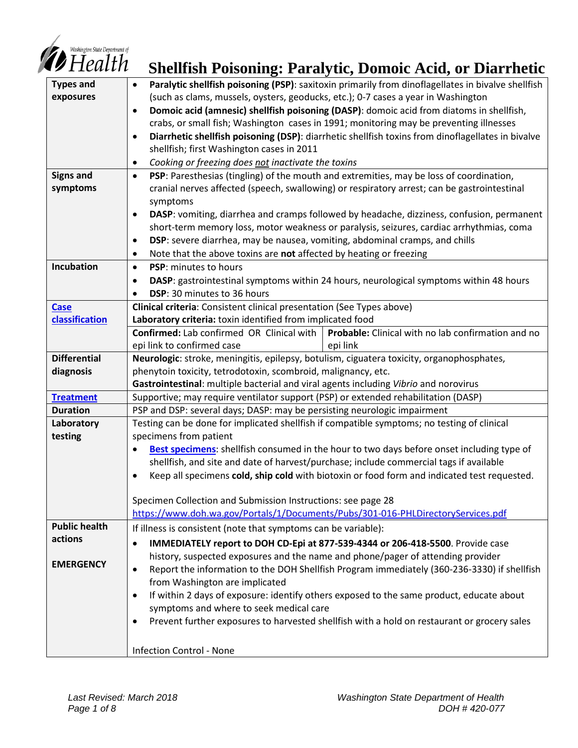# Shellfish Poisoning: Paralytic, Domoic Acid, or Diarrhetic

| | |
|---|---|
| **Types and exposures** | • **Paralytic shellfish poisoning (PSP)**: saxitoxin primarily from dinoflagellates in bivalve shellfish (such as clams, mussels, oysters, geoducks, etc.); 0-7 cases a year in Washington<br>• **Domoic acid (amnesic) shellfish poisoning (DASP)**: domoic acid from diatoms in shellfish, crabs, or small fish; Washington cases in 1991; monitoring may be preventing illnesses<br>• **Diarrhetic shellfish poisoning (DSP)**: diarrhetic shellfish toxins from dinoflagellates in bivalve shellfish; first Washington cases in 2011<br>• *Cooking or freezing does not inactivate the toxins* |
| **Signs and symptoms** | • **PSP**: Paresthesias (tingling) of the mouth and extremities, may be loss of coordination, cranial nerves affected (speech, swallowing) or respiratory arrest; can be gastrointestinal symptoms<br>• **DASP**: vomiting, diarrhea and cramps followed by headache, dizziness, confusion, permanent short-term memory loss, motor weakness or paralysis, seizures, cardiac arrhythmias, coma<br>• **DSP**: severe diarrhea, may be nausea, vomiting, abdominal cramps, and chills<br>• Note that the above toxins are **not** affected by heating or freezing |
| **Incubation** | • **PSP**: minutes to hours<br>• **DASP**: gastrointestinal symptoms within 24 hours, neurological symptoms within 48 hours<br>• **DSP**: 30 minutes to 36 hours |
| **Case classification** | **Clinical criteria**: Consistent clinical presentation (See Types above)<br>**Laboratory criteria:** toxin identified from implicated food<br>**Confirmed:** Lab confirmed OR Clinical with epi link to confirmed case<br>**Probable:** Clinical with no lab confirmation and no epi link |
| **Differential diagnosis** | **Neurologic**: stroke, meningitis, epilepsy, botulism, ciguatera toxicity, organophosphates, phenytoin toxicity, tetrodotoxin, scombroid, malignancy, etc.<br>**Gastrointestinal**: multiple bacterial and viral agents including *Vibrio* and norovirus |
| **Treatment** | Supportive; may require ventilator support (PSP) or extended rehabilitation (DASP) |
| **Duration** | PSP and DSP: several days; DASP: may be persisting neurologic impairment |
| **Laboratory testing** | Testing can be done for implicated shellfish if compatible symptoms; no testing of clinical specimens from patient<br>• **Best specimens**: shellfish consumed in the hour to two days before onset including type of shellfish, and site and date of harvest/purchase; include commercial tags if available<br>• Keep all specimens **cold, ship cold** with biotoxin or food form and indicated test requested.<br><br>Specimen Collection and Submission Instructions: see page 28<br>https://www.doh.wa.gov/Portals/1/Documents/Pubs/301-016-PHLDirectoryServices.pdf |
| **Public health actions**<br><br>**EMERGENCY** | If illness is consistent (note that symptoms can be variable):<br>• **IMMEDIATELY report to DOH CD-Epi at 877-539-4344 or 206-418-5500**. Provide case history, suspected exposures and the name and phone/pager of attending provider<br>• Report the information to the DOH Shellfish Program immediately (360-236-3330) if shellfish from Washington are implicated<br>• If within 2 days of exposure: identify others exposed to the same product, educate about symptoms and where to seek medical care<br>• Prevent further exposures to harvested shellfish with a hold on restaurant or grocery sales<br><br>Infection Control - None |

*Last Revised: March 2018*

*Washington State Department of Health*
*DOH # 420-077*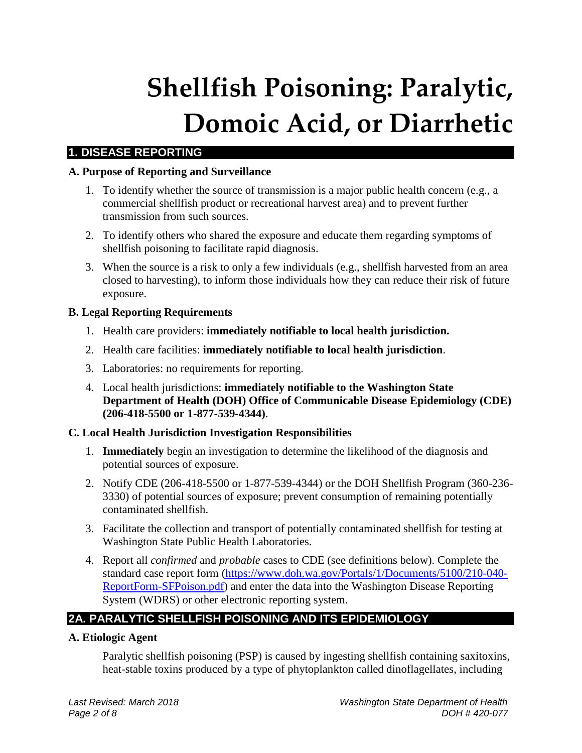# Shellfish Poisoning: Paralytic, Domoic Acid, or Diarrhetic

## 1. DISEASE REPORTING

### A. Purpose of Reporting and Surveillance

1. To identify whether the source of transmission is a major public health concern (e.g., a commercial shellfish product or recreational harvest area) and to prevent further transmission from such sources.
2. To identify others who shared the exposure and educate them regarding symptoms of shellfish poisoning to facilitate rapid diagnosis.
3. When the source is a risk to only a few individuals (e.g., shellfish harvested from an area closed to harvesting), to inform those individuals how they can reduce their risk of future exposure.

### B. Legal Reporting Requirements

1. Health care providers: **immediately notifiable to local health jurisdiction.**
2. Health care facilities: **immediately notifiable to local health jurisdiction**.
3. Laboratories: no requirements for reporting.
4. Local health jurisdictions: **immediately notifiable to the Washington State Department of Health (DOH) Office of Communicable Disease Epidemiology (CDE) (206-418-5500 or 1-877-539-4344)**.

### C. Local Health Jurisdiction Investigation Responsibilities

1. **Immediately** begin an investigation to determine the likelihood of the diagnosis and potential sources of exposure.
2. Notify CDE (206-418-5500 or 1-877-539-4344) or the DOH Shellfish Program (360-236-3330) of potential sources of exposure; prevent consumption of remaining potentially contaminated shellfish.
3. Facilitate the collection and transport of potentially contaminated shellfish for testing at Washington State Public Health Laboratories.
4. Report all *confirmed* and *probable* cases to CDE (see definitions below). Complete the standard case report form ([https://www.doh.wa.gov/Portals/1/Documents/5100/210-040-ReportForm-SFPoison.pdf](https://www.doh.wa.gov/Portals/1/Documents/5100/210-040-ReportForm-SFPoison.pdf)) and enter the data into the Washington Disease Reporting System (WDRS) or other electronic reporting system.

## 2A. PARALYTIC SHELLFISH POISONING AND ITS EPIDEMIOLOGY

### A. Etiologic Agent

Paralytic shellfish poisoning (PSP) is caused by ingesting shellfish containing saxitoxins, heat-stable toxins produced by a type of phytoplankton called dinoflagellates, including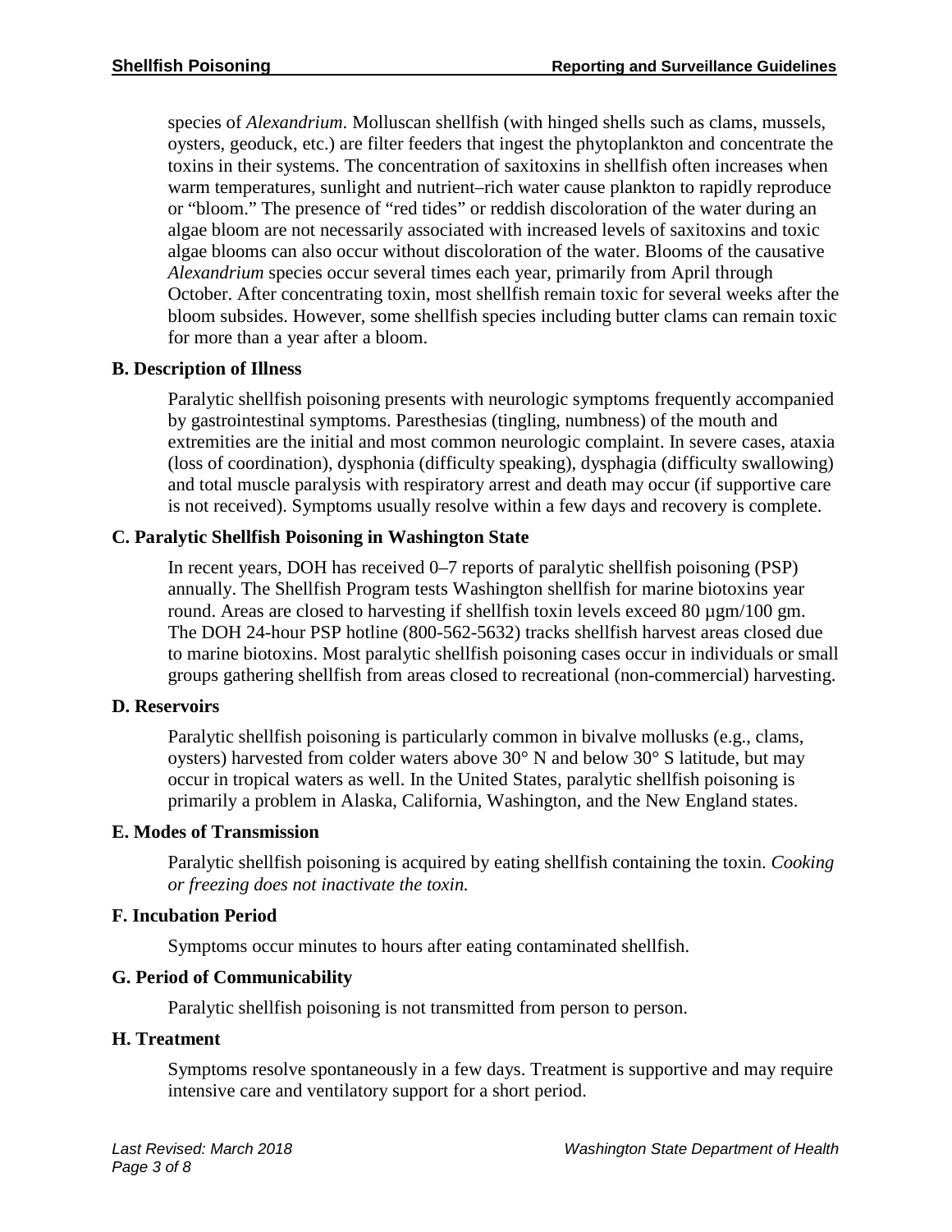species of *Alexandrium.* Molluscan shellfish (with hinged shells such as clams, mussels, oysters, geoduck, etc.) are filter feeders that ingest the phytoplankton and concentrate the toxins in their systems. The concentration of saxitoxins in shellfish often increases when warm temperatures, sunlight and nutrient–rich water cause plankton to rapidly reproduce or "bloom." The presence of "red tides" or reddish discoloration of the water during an algae bloom are not necessarily associated with increased levels of saxitoxins and toxic algae blooms can also occur without discoloration of the water. Blooms of the causative *Alexandrium* species occur several times each year, primarily from April through October. After concentrating toxin, most shellfish remain toxic for several weeks after the bloom subsides. However, some shellfish species including butter clams can remain toxic for more than a year after a bloom.

### B. Description of Illness

Paralytic shellfish poisoning presents with neurologic symptoms frequently accompanied by gastrointestinal symptoms. Paresthesias (tingling, numbness) of the mouth and extremities are the initial and most common neurologic complaint. In severe cases, ataxia (loss of coordination), dysphonia (difficulty speaking), dysphagia (difficulty swallowing) and total muscle paralysis with respiratory arrest and death may occur (if supportive care is not received). Symptoms usually resolve within a few days and recovery is complete.

### C. Paralytic Shellfish Poisoning in Washington State

In recent years, DOH has received 0–7 reports of paralytic shellfish poisoning (PSP) annually. The Shellfish Program tests Washington shellfish for marine biotoxins year round. Areas are closed to harvesting if shellfish toxin levels exceed 80 µgm/100 gm. The DOH 24-hour PSP hotline (800-562-5632) tracks shellfish harvest areas closed due to marine biotoxins. Most paralytic shellfish poisoning cases occur in individuals or small groups gathering shellfish from areas closed to recreational (non-commercial) harvesting.

### D. Reservoirs

Paralytic shellfish poisoning is particularly common in bivalve mollusks (e.g., clams, oysters) harvested from colder waters above 30° N and below 30° S latitude, but may occur in tropical waters as well. In the United States, paralytic shellfish poisoning is primarily a problem in Alaska, California, Washington, and the New England states.

### E. Modes of Transmission

Paralytic shellfish poisoning is acquired by eating shellfish containing the toxin. *Cooking or freezing does not inactivate the toxin.*

### F. Incubation Period

Symptoms occur minutes to hours after eating contaminated shellfish.

### G. Period of Communicability

Paralytic shellfish poisoning is not transmitted from person to person.

### H. Treatment

Symptoms resolve spontaneously in a few days. Treatment is supportive and may require intensive care and ventilatory support for a short period.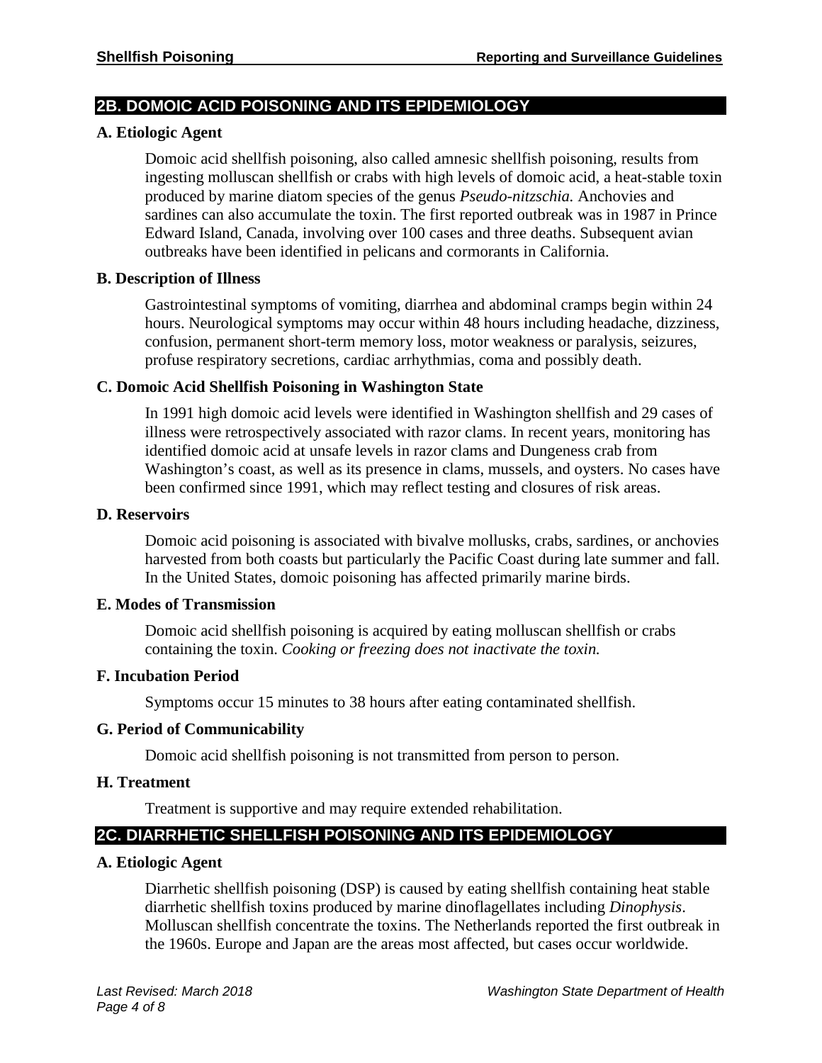## 2B. DOMOIC ACID POISONING AND ITS EPIDEMIOLOGY

### A. Etiologic Agent

Domoic acid shellfish poisoning, also called amnesic shellfish poisoning, results from ingesting molluscan shellfish or crabs with high levels of domoic acid, a heat-stable toxin produced by marine diatom species of the genus *Pseudo-nitzschia.* Anchovies and sardines can also accumulate the toxin. The first reported outbreak was in 1987 in Prince Edward Island, Canada, involving over 100 cases and three deaths. Subsequent avian outbreaks have been identified in pelicans and cormorants in California.

### B. Description of Illness

Gastrointestinal symptoms of vomiting, diarrhea and abdominal cramps begin within 24 hours. Neurological symptoms may occur within 48 hours including headache, dizziness, confusion, permanent short-term memory loss, motor weakness or paralysis, seizures, profuse respiratory secretions, cardiac arrhythmias, coma and possibly death.

### C. Domoic Acid Shellfish Poisoning in Washington State

In 1991 high domoic acid levels were identified in Washington shellfish and 29 cases of illness were retrospectively associated with razor clams. In recent years, monitoring has identified domoic acid at unsafe levels in razor clams and Dungeness crab from Washington's coast, as well as its presence in clams, mussels, and oysters. No cases have been confirmed since 1991, which may reflect testing and closures of risk areas.

### D. Reservoirs

Domoic acid poisoning is associated with bivalve mollusks, crabs, sardines, or anchovies harvested from both coasts but particularly the Pacific Coast during late summer and fall. In the United States, domoic poisoning has affected primarily marine birds.

### E. Modes of Transmission

Domoic acid shellfish poisoning is acquired by eating molluscan shellfish or crabs containing the toxin. *Cooking or freezing does not inactivate the toxin.*

### F. Incubation Period

Symptoms occur 15 minutes to 38 hours after eating contaminated shellfish.

### G. Period of Communicability

Domoic acid shellfish poisoning is not transmitted from person to person.

### H. Treatment

Treatment is supportive and may require extended rehabilitation.

## 2C. DIARRHETIC SHELLFISH POISONING AND ITS EPIDEMIOLOGY

### A. Etiologic Agent

Diarrhetic shellfish poisoning (DSP) is caused by eating shellfish containing heat stable diarrhetic shellfish toxins produced by marine dinoflagellates including *Dinophysis*. Molluscan shellfish concentrate the toxins. The Netherlands reported the first outbreak in the 1960s. Europe and Japan are the areas most affected, but cases occur worldwide.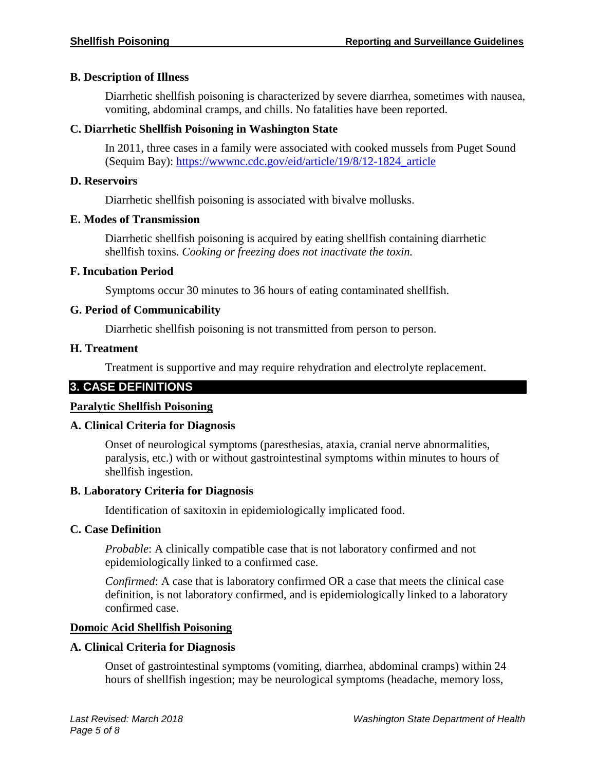### B. Description of Illness

Diarrhetic shellfish poisoning is characterized by severe diarrhea, sometimes with nausea, vomiting, abdominal cramps, and chills. No fatalities have been reported.

### C. Diarrhetic Shellfish Poisoning in Washington State

In 2011, three cases in a family were associated with cooked mussels from Puget Sound (Sequim Bay): [https://wwwnc.cdc.gov/eid/article/19/8/12-1824_article](https://wwwnc.cdc.gov/eid/article/19/8/12-1824_article)

### D. Reservoirs

Diarrhetic shellfish poisoning is associated with bivalve mollusks.

### E. Modes of Transmission

Diarrhetic shellfish poisoning is acquired by eating shellfish containing diarrhetic shellfish toxins. *Cooking or freezing does not inactivate the toxin.*

### F. Incubation Period

Symptoms occur 30 minutes to 36 hours of eating contaminated shellfish.

### G. Period of Communicability

Diarrhetic shellfish poisoning is not transmitted from person to person.

### H. Treatment

Treatment is supportive and may require rehydration and electrolyte replacement.

## 3. CASE DEFINITIONS

### Paralytic Shellfish Poisoning

### A. Clinical Criteria for Diagnosis

Onset of neurological symptoms (paresthesias, ataxia, cranial nerve abnormalities, paralysis, etc.) with or without gastrointestinal symptoms within minutes to hours of shellfish ingestion.

### B. Laboratory Criteria for Diagnosis

Identification of saxitoxin in epidemiologically implicated food.

### C. Case Definition

*Probable*: A clinically compatible case that is not laboratory confirmed and not epidemiologically linked to a confirmed case.

*Confirmed*: A case that is laboratory confirmed OR a case that meets the clinical case definition, is not laboratory confirmed, and is epidemiologically linked to a laboratory confirmed case.

### Domoic Acid Shellfish Poisoning

### A. Clinical Criteria for Diagnosis

Onset of gastrointestinal symptoms (vomiting, diarrhea, abdominal cramps) within 24 hours of shellfish ingestion; may be neurological symptoms (headache, memory loss,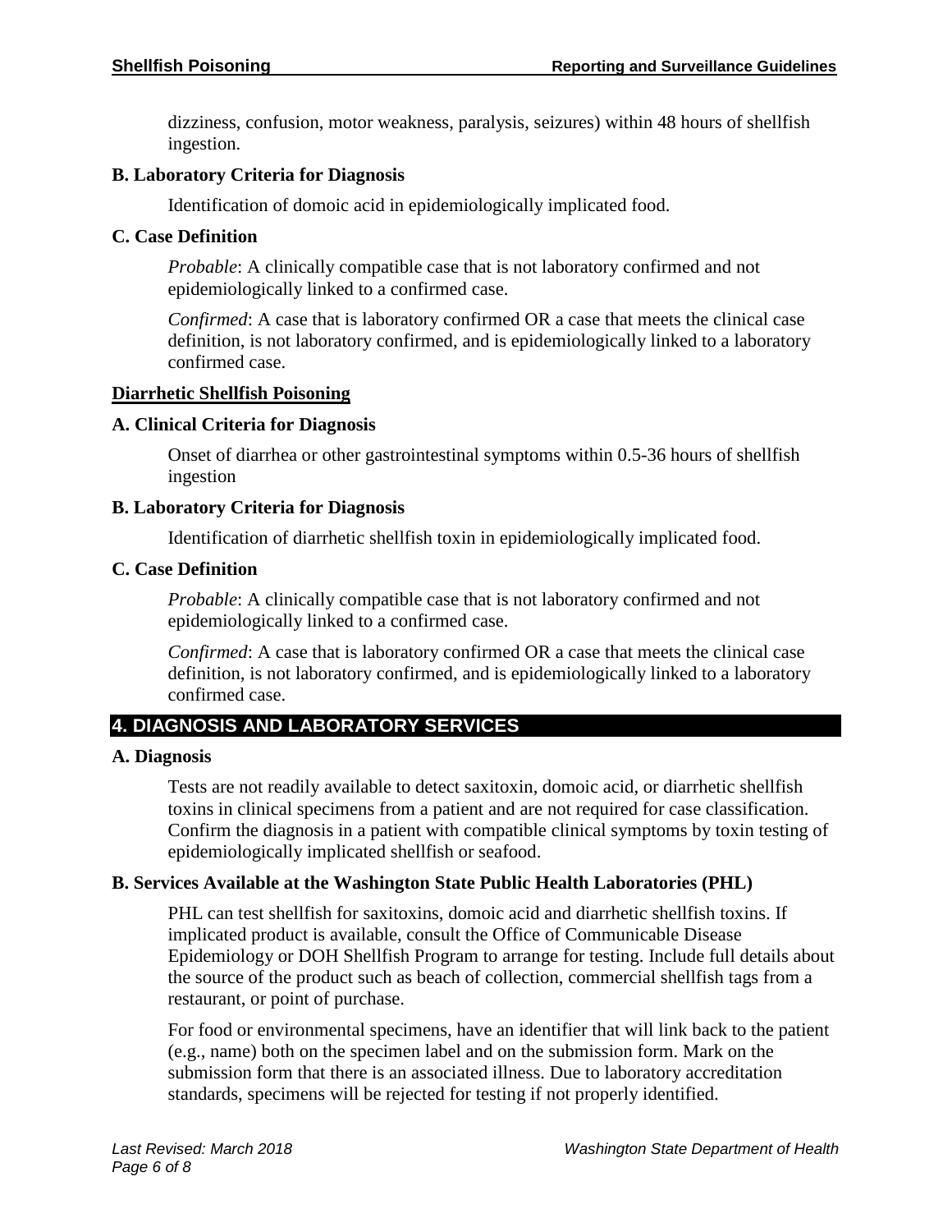dizziness, confusion, motor weakness, paralysis, seizures) within 48 hours of shellfish ingestion.

**B. Laboratory Criteria for Diagnosis**

Identification of domoic acid in epidemiologically implicated food.

**C. Case Definition**

*Probable*: A clinically compatible case that is not laboratory confirmed and not epidemiologically linked to a confirmed case.

*Confirmed*: A case that is laboratory confirmed OR a case that meets the clinical case definition, is not laboratory confirmed, and is epidemiologically linked to a laboratory confirmed case.

### Diarrhetic Shellfish Poisoning

**A. Clinical Criteria for Diagnosis**

Onset of diarrhea or other gastrointestinal symptoms within 0.5-36 hours of shellfish ingestion

**B. Laboratory Criteria for Diagnosis**

Identification of diarrhetic shellfish toxin in epidemiologically implicated food.

**C. Case Definition**

*Probable*: A clinically compatible case that is not laboratory confirmed and not epidemiologically linked to a confirmed case.

*Confirmed*: A case that is laboratory confirmed OR a case that meets the clinical case definition, is not laboratory confirmed, and is epidemiologically linked to a laboratory confirmed case.

## 4. DIAGNOSIS AND LABORATORY SERVICES

**A. Diagnosis**

Tests are not readily available to detect saxitoxin, domoic acid, or diarrhetic shellfish toxins in clinical specimens from a patient and are not required for case classification. Confirm the diagnosis in a patient with compatible clinical symptoms by toxin testing of epidemiologically implicated shellfish or seafood.

**B. Services Available at the Washington State Public Health Laboratories (PHL)**

PHL can test shellfish for saxitoxins, domoic acid and diarrhetic shellfish toxins. If implicated product is available, consult the Office of Communicable Disease Epidemiology or DOH Shellfish Program to arrange for testing. Include full details about the source of the product such as beach of collection, commercial shellfish tags from a restaurant, or point of purchase.

For food or environmental specimens, have an identifier that will link back to the patient (e.g., name) both on the specimen label and on the submission form. Mark on the submission form that there is an associated illness. Due to laboratory accreditation standards, specimens will be rejected for testing if not properly identified.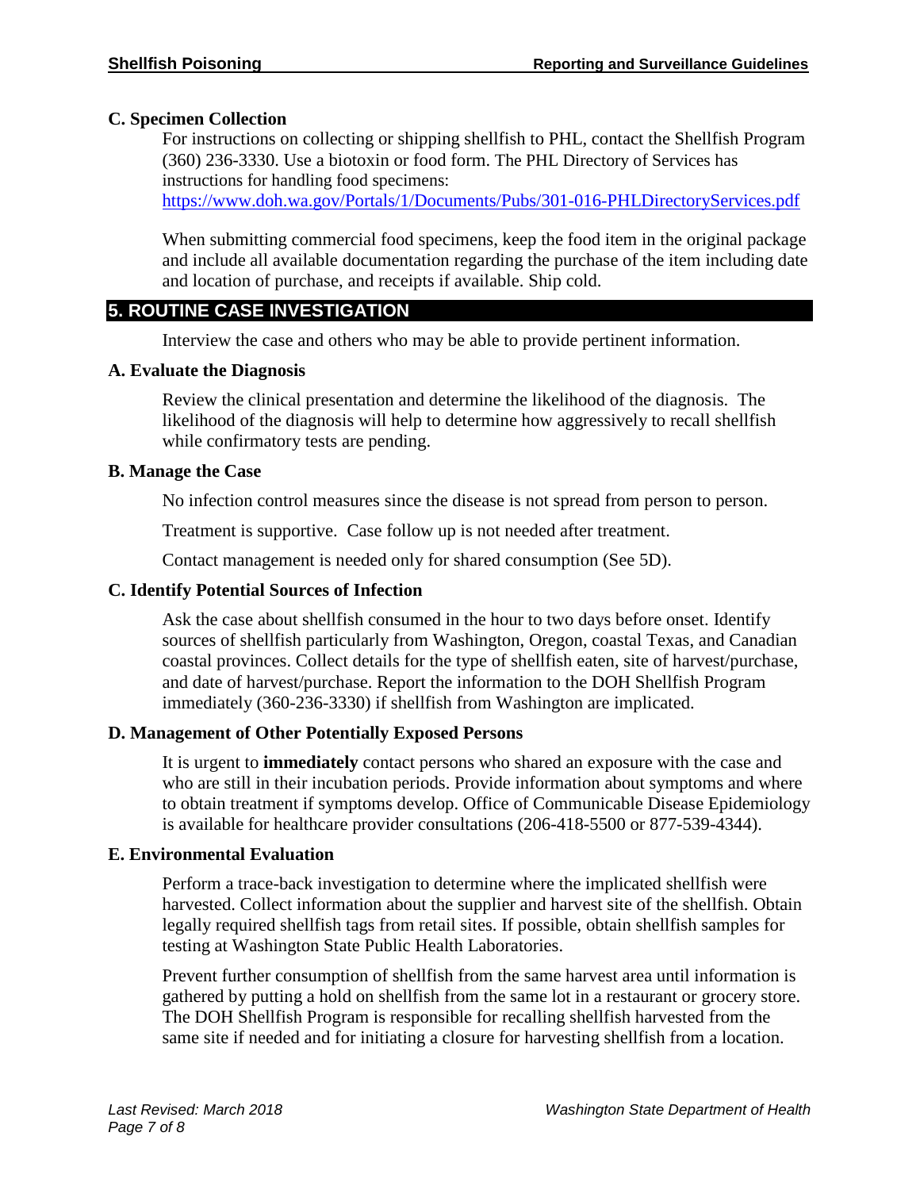### C. Specimen Collection

For instructions on collecting or shipping shellfish to PHL, contact the Shellfish Program (360) 236-3330. Use a biotoxin or food form. The PHL Directory of Services has instructions for handling food specimens: https://www.doh.wa.gov/Portals/1/Documents/Pubs/301-016-PHLDirectoryServices.pdf

When submitting commercial food specimens, keep the food item in the original package and include all available documentation regarding the purchase of the item including date and location of purchase, and receipts if available. Ship cold.

## 5. ROUTINE CASE INVESTIGATION

Interview the case and others who may be able to provide pertinent information.

### A. Evaluate the Diagnosis

Review the clinical presentation and determine the likelihood of the diagnosis. The likelihood of the diagnosis will help to determine how aggressively to recall shellfish while confirmatory tests are pending.

### B. Manage the Case

No infection control measures since the disease is not spread from person to person.

Treatment is supportive. Case follow up is not needed after treatment.

Contact management is needed only for shared consumption (See 5D).

### C. Identify Potential Sources of Infection

Ask the case about shellfish consumed in the hour to two days before onset. Identify sources of shellfish particularly from Washington, Oregon, coastal Texas, and Canadian coastal provinces. Collect details for the type of shellfish eaten, site of harvest/purchase, and date of harvest/purchase. Report the information to the DOH Shellfish Program immediately (360-236-3330) if shellfish from Washington are implicated.

### D. Management of Other Potentially Exposed Persons

It is urgent to **immediately** contact persons who shared an exposure with the case and who are still in their incubation periods. Provide information about symptoms and where to obtain treatment if symptoms develop. Office of Communicable Disease Epidemiology is available for healthcare provider consultations (206-418-5500 or 877-539-4344).

### E. Environmental Evaluation

Perform a trace-back investigation to determine where the implicated shellfish were harvested. Collect information about the supplier and harvest site of the shellfish. Obtain legally required shellfish tags from retail sites. If possible, obtain shellfish samples for testing at Washington State Public Health Laboratories.

Prevent further consumption of shellfish from the same harvest area until information is gathered by putting a hold on shellfish from the same lot in a restaurant or grocery store. The DOH Shellfish Program is responsible for recalling shellfish harvested from the same site if needed and for initiating a closure for harvesting shellfish from a location.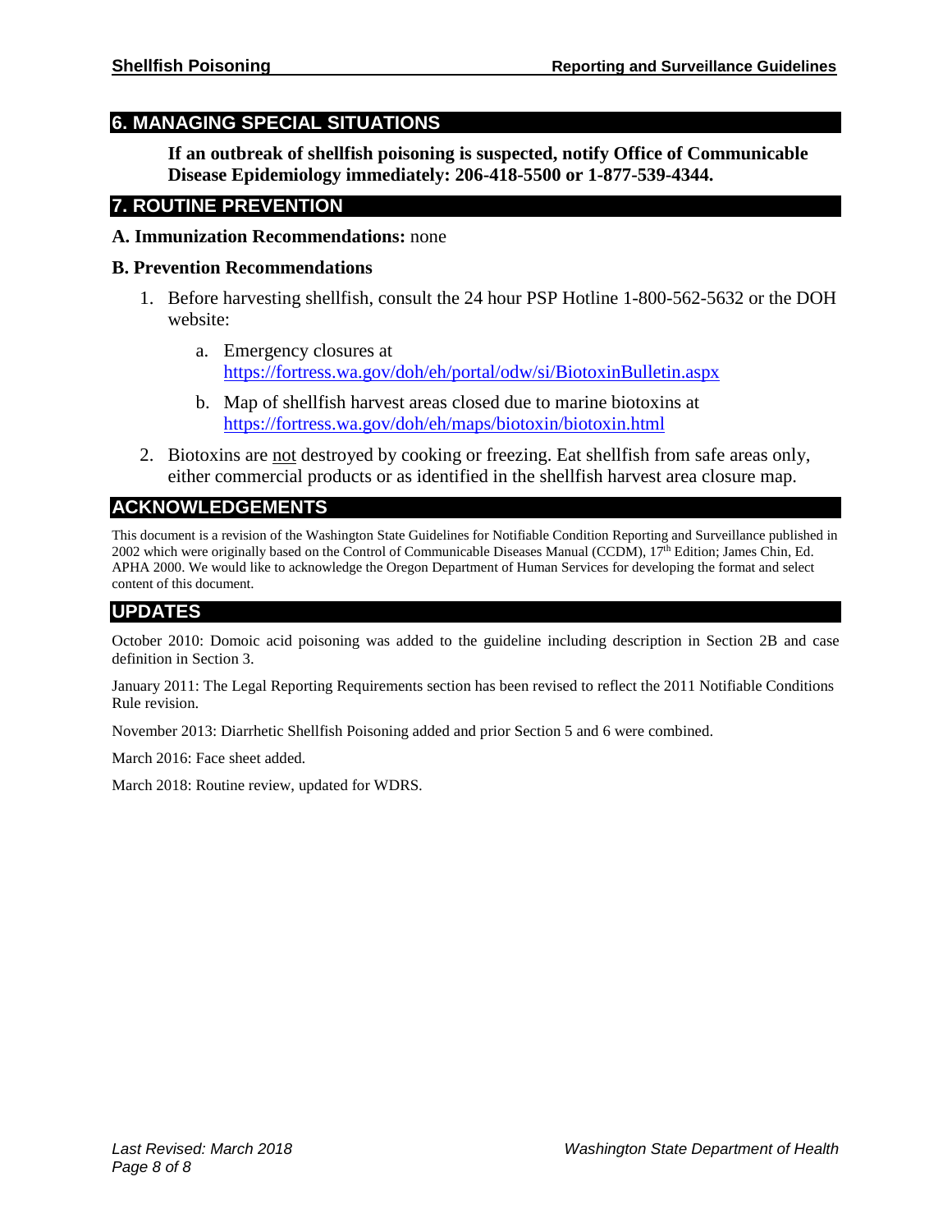## 6. MANAGING SPECIAL SITUATIONS

**If an outbreak of shellfish poisoning is suspected, notify Office of Communicable Disease Epidemiology immediately: 206-418-5500 or 1-877-539-4344.**

## 7. ROUTINE PREVENTION

**A. Immunization Recommendations:** none

**B. Prevention Recommendations**

1. Before harvesting shellfish, consult the 24 hour PSP Hotline 1-800-562-5632 or the DOH website:
   a. Emergency closures at https://fortress.wa.gov/doh/eh/portal/odw/si/BiotoxinBulletin.aspx
   b. Map of shellfish harvest areas closed due to marine biotoxins at https://fortress.wa.gov/doh/eh/maps/biotoxin/biotoxin.html
2. Biotoxins are not destroyed by cooking or freezing. Eat shellfish from safe areas only, either commercial products or as identified in the shellfish harvest area closure map.

## ACKNOWLEDGEMENTS

This document is a revision of the Washington State Guidelines for Notifiable Condition Reporting and Surveillance published in 2002 which were originally based on the Control of Communicable Diseases Manual (CCDM), 17th Edition; James Chin, Ed. APHA 2000. We would like to acknowledge the Oregon Department of Human Services for developing the format and select content of this document.

## UPDATES

October 2010: Domoic acid poisoning was added to the guideline including description in Section 2B and case definition in Section 3.

January 2011: The Legal Reporting Requirements section has been revised to reflect the 2011 Notifiable Conditions Rule revision.

November 2013: Diarrhetic Shellfish Poisoning added and prior Section 5 and 6 were combined.

March 2016: Face sheet added.

March 2018: Routine review, updated for WDRS.